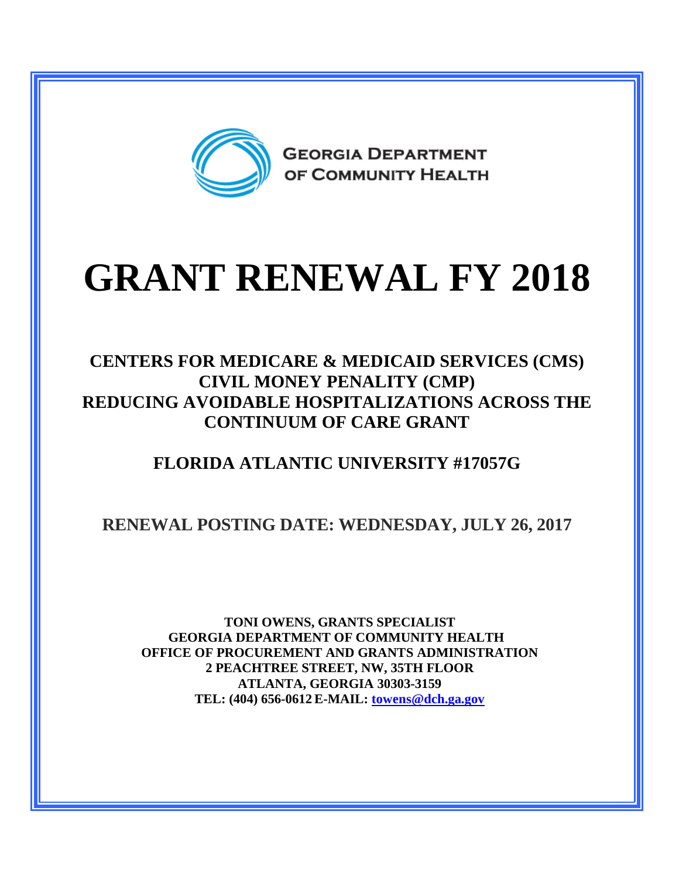GEORGIA DEPARTMENT OF COMMUNITY HEALTH

# GRANT RENEWAL FY 2018

## CENTERS FOR MEDICARE & MEDICAID SERVICES (CMS) CIVIL MONEY PENALITY (CMP) REDUCING AVOIDABLE HOSPITALIZATIONS ACROSS THE CONTINUUM OF CARE GRANT

## FLORIDA ATLANTIC UNIVERSITY #17057G

## RENEWAL POSTING DATE: WEDNESDAY, JULY 26, 2017

**TONI OWENS, GRANTS SPECIALIST**
**GEORGIA DEPARTMENT OF COMMUNITY HEALTH**
**OFFICE OF PROCUREMENT AND GRANTS ADMINISTRATION**
**2 PEACHTREE STREET, NW, 35TH FLOOR**
**ATLANTA, GEORGIA 30303-3159**
**TEL: (404) 656-0612 E-MAIL: towens@dch.ga.gov**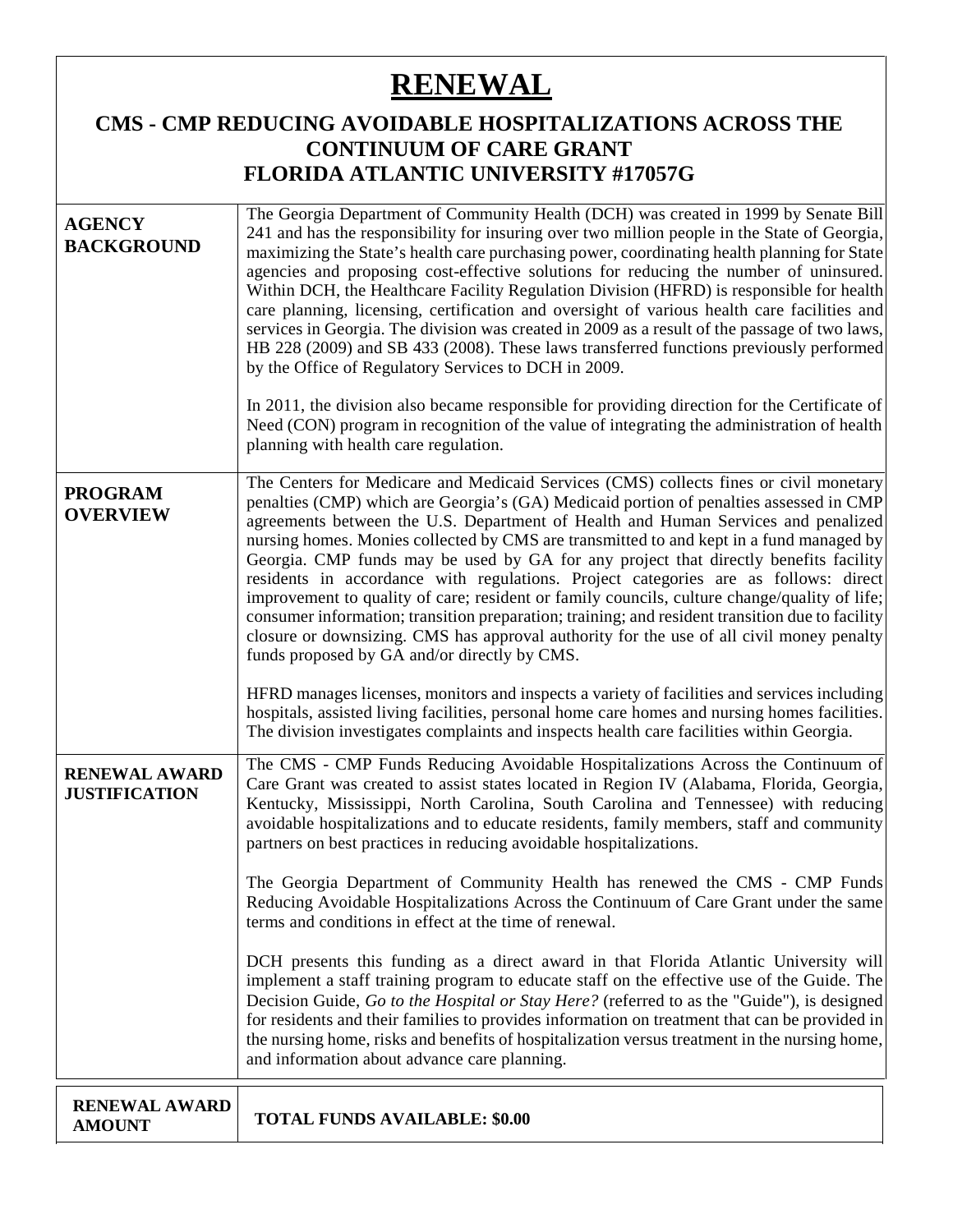# RENEWAL

## CMS - CMP REDUCING AVOIDABLE HOSPITALIZATIONS ACROSS THE CONTINUUM OF CARE GRANT FLORIDA ATLANTIC UNIVERSITY #17057G

| | |
|---|---|
| **AGENCY BACKGROUND** | The Georgia Department of Community Health (DCH) was created in 1999 by Senate Bill 241 and has the responsibility for insuring over two million people in the State of Georgia, maximizing the State's health care purchasing power, coordinating health planning for State agencies and proposing cost-effective solutions for reducing the number of uninsured. Within DCH, the Healthcare Facility Regulation Division (HFRD) is responsible for health care planning, licensing, certification and oversight of various health care facilities and services in Georgia. The division was created in 2009 as a result of the passage of two laws, HB 228 (2009) and SB 433 (2008). These laws transferred functions previously performed by the Office of Regulatory Services to DCH in 2009.<br><br>In 2011, the division also became responsible for providing direction for the Certificate of Need (CON) program in recognition of the value of integrating the administration of health planning with health care regulation. |
| **PROGRAM OVERVIEW** | The Centers for Medicare and Medicaid Services (CMS) collects fines or civil monetary penalties (CMP) which are Georgia's (GA) Medicaid portion of penalties assessed in CMP agreements between the U.S. Department of Health and Human Services and penalized nursing homes. Monies collected by CMS are transmitted to and kept in a fund managed by Georgia. CMP funds may be used by GA for any project that directly benefits facility residents in accordance with regulations. Project categories are as follows: direct improvement to quality of care; resident or family councils, culture change/quality of life; consumer information; transition preparation; training; and resident transition due to facility closure or downsizing. CMS has approval authority for the use of all civil money penalty funds proposed by GA and/or directly by CMS.<br><br>HFRD manages licenses, monitors and inspects a variety of facilities and services including hospitals, assisted living facilities, personal home care homes and nursing homes facilities. The division investigates complaints and inspects health care facilities within Georgia. |
| **RENEWAL AWARD JUSTIFICATION** | The CMS - CMP Funds Reducing Avoidable Hospitalizations Across the Continuum of Care Grant was created to assist states located in Region IV (Alabama, Florida, Georgia, Kentucky, Mississippi, North Carolina, South Carolina and Tennessee) with reducing avoidable hospitalizations and to educate residents, family members, staff and community partners on best practices in reducing avoidable hospitalizations.<br><br>The Georgia Department of Community Health has renewed the CMS - CMP Funds Reducing Avoidable Hospitalizations Across the Continuum of Care Grant under the same terms and conditions in effect at the time of renewal.<br><br>DCH presents this funding as a direct award in that Florida Atlantic University will implement a staff training program to educate staff on the effective use of the Guide. The Decision Guide, *Go to the Hospital or Stay Here?* (referred to as the "Guide"), is designed for residents and their families to provides information on treatment that can be provided in the nursing home, risks and benefits of hospitalization versus treatment in the nursing home, and information about advance care planning. |
| **RENEWAL AWARD AMOUNT** | **TOTAL FUNDS AVAILABLE: $0.00** |